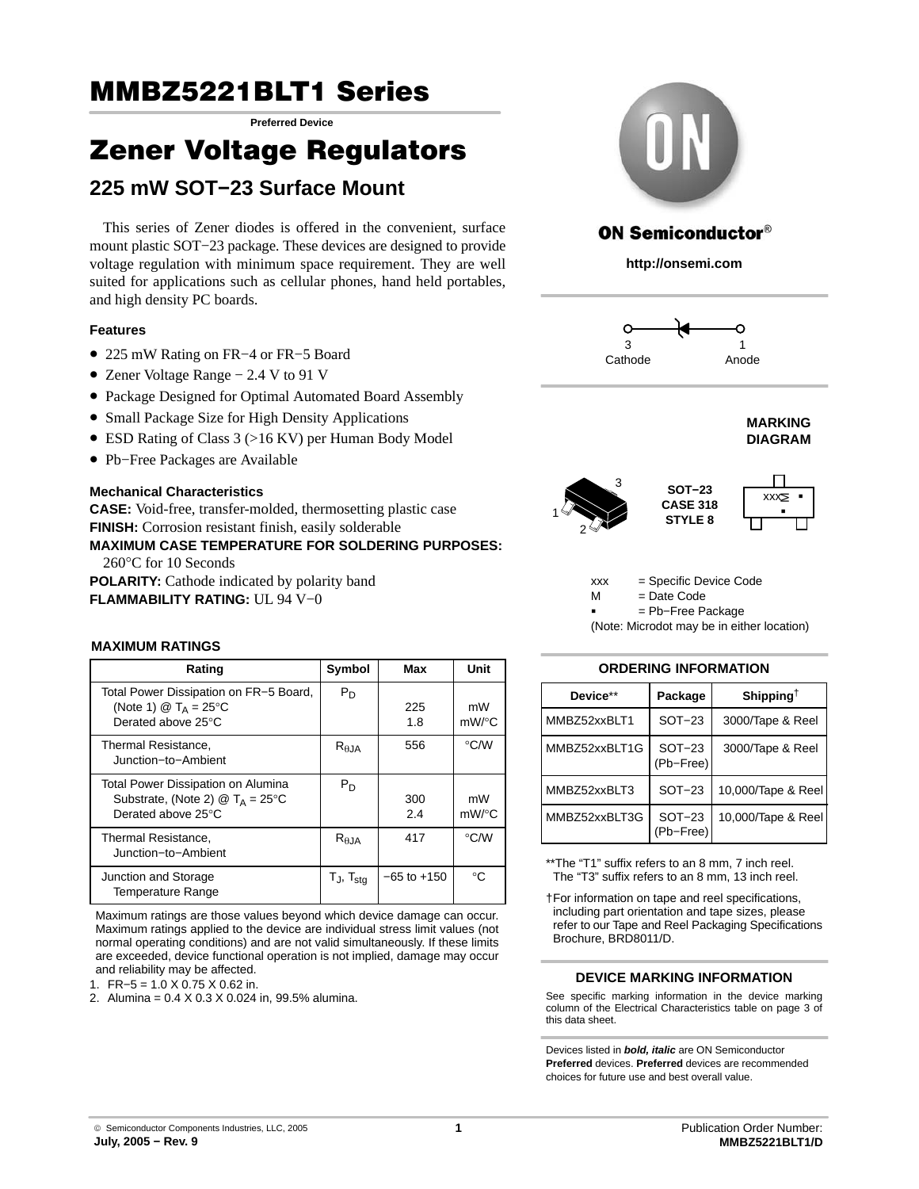# MMBZ5221BLT1 Series

**Preferred Device**

# Zener Voltage Regulators

## 225 mW SOT−23 Surface Mount

This series of Zener diodes is offered in the convenient, surface mount plastic SOT−23 package. These devices are designed to provide voltage regulation with minimum space requirement. They are well suited for applications such as cellular phones, hand held portables, and high density PC boards.

### Features

- 225 mW Rating on FR−4 or FR−5 Board
- Zener Voltage Range − 2.4 V to 91 V
- Package Designed for Optimal Automated Board Assembly
- Small Package Size for High Density Applications
- ESD Rating of Class 3 (>16 KV) per Human Body Model
- Pb−Free Packages are Available

### Mechanical Characteristics

**CASE:** Void-free, transfer-molded, thermosetting plastic case
**FINISH:** Corrosion resistant finish, easily solderable
**MAXIMUM CASE TEMPERATURE FOR SOLDERING PURPOSES:** 260°C for 10 Seconds
**POLARITY:** Cathode indicated by polarity band
**FLAMMABILITY RATING:** UL 94 V−0

### MAXIMUM RATINGS

| Rating | Symbol | Max | Unit |
|---|---|---|---|
| Total Power Dissipation on FR−5 Board, (Note 1) @ $T_A$ = 25°C<br>Derated above 25°C | $P_D$ | 225<br>1.8 | mW<br>mW/°C |
| Thermal Resistance, Junction−to−Ambient | $R_{\theta JA}$ | 556 | °C/W |
| Total Power Dissipation on Alumina Substrate, (Note 2) @ $T_A$ = 25°C<br>Derated above 25°C | $P_D$ | 300<br>2.4 | mW<br>mW/°C |
| Thermal Resistance, Junction−to−Ambient | $R_{\theta JA}$ | 417 | °C/W |
| Junction and Storage Temperature Range | $T_J$, $T_{stg}$ | −65 to +150 | °C |

Maximum ratings are those values beyond which device damage can occur. Maximum ratings applied to the device are individual stress limit values (not normal operating conditions) and are not valid simultaneously. If these limits are exceeded, device functional operation is not implied, damage may occur and reliability may be affected.

1. FR−5 = 1.0 X 0.75 X 0.62 in.
2. Alumina = 0.4 X 0.3 X 0.024 in, 99.5% alumina.

**ON Semiconductor®**

**http://onsemi.com**

3 Cathode — 1 Anode

**MARKING DIAGRAM**

SOT−23
CASE 318
STYLE 8

xxx = Specific Device Code
M = Date Code
▪ = Pb−Free Package
(Note: Microdot may be in either location)

### ORDERING INFORMATION

| Device** | Package | Shipping† |
|---|---|---|
| MMBZ52xxBLT1 | SOT−23 | 3000/Tape & Reel |
| MMBZ52xxBLT1G | SOT−23 (Pb−Free) | 3000/Tape & Reel |
| MMBZ52xxBLT3 | SOT−23 | 10,000/Tape & Reel |
| MMBZ52xxBLT3G | SOT−23 (Pb−Free) | 10,000/Tape & Reel |

**The "T1" suffix refers to an 8 mm, 7 inch reel. The "T3" suffix refers to an 8 mm, 13 inch reel.

†For information on tape and reel specifications, including part orientation and tape sizes, please refer to our Tape and Reel Packaging Specifications Brochure, BRD8011/D.

### DEVICE MARKING INFORMATION

See specific marking information in the device marking column of the Electrical Characteristics table on page 3 of this data sheet.

Devices listed in ***bold, italic*** are ON Semiconductor **Preferred** devices. **Preferred** devices are recommended choices for future use and best overall value.

© Semiconductor Components Industries, LLC, 2005
**July, 2005 − Rev. 9**

Publication Order Number:
**MMBZ5221BLT1/D**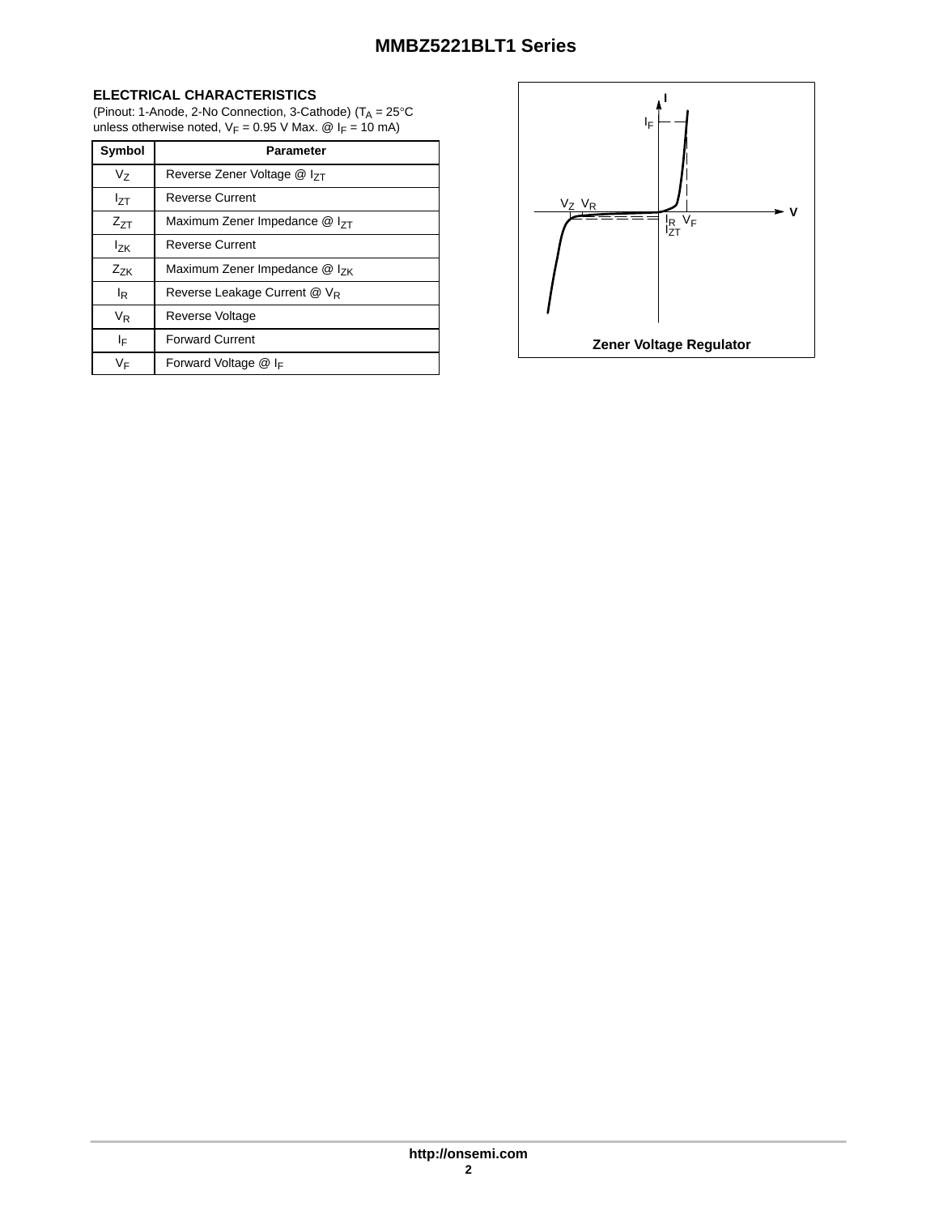## ELECTRICAL CHARACTERISTICS

(Pinout: 1-Anode, 2-No Connection, 3-Cathode) ($T_A$ = 25°C unless otherwise noted, $V_F$ = 0.95 V Max. @ $I_F$ = 10 mA)

| Symbol | Parameter |
|---|---|
| $V_Z$ | Reverse Zener Voltage @ $I_{ZT}$ |
| $I_{ZT}$ | Reverse Current |
| $Z_{ZT}$ | Maximum Zener Impedance @ $I_{ZT}$ |
| $I_{ZK}$ | Reverse Current |
| $Z_{ZK}$ | Maximum Zener Impedance @ $I_{ZK}$ |
| $I_R$ | Reverse Leakage Current @ $V_R$ |
| $V_R$ | Reverse Voltage |
| $I_F$ | Forward Current |
| $V_F$ | Forward Voltage @ $I_F$ |

Zener Voltage Regulator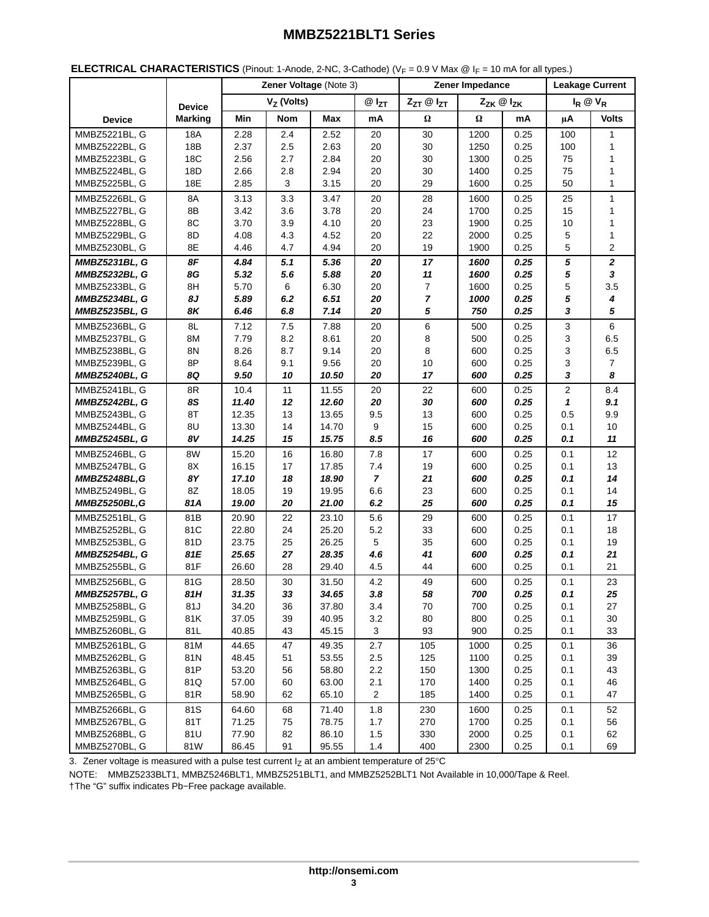**ELECTRICAL CHARACTERISTICS** (Pinout: 1-Anode, 2-NC, 3-Cathode) ($V_F$ = 0.9 V Max @ $I_F$ = 10 mA for all types.)

| Device | Device Marking | Zener Voltage (Note 3) | | | | Zener Impedance | | | Leakage Current | |
|---|---|---|---|---|---|---|---|---|---|---|
| | | $V_Z$ (Volts) | | | @ $I_{ZT}$ | $Z_{ZT}$ @ $I_{ZT}$ | $Z_{ZK}$ @ $I_{ZK}$ | | $I_R$ @ $V_R$ | |
| | | Min | Nom | Max | mA | Ω | Ω | mA | μA | Volts |
| MMBZ5221BL, G | 18A | 2.28 | 2.4 | 2.52 | 20 | 30 | 1200 | 0.25 | 100 | 1 |
| MMBZ5222BL, G | 18B | 2.37 | 2.5 | 2.63 | 20 | 30 | 1250 | 0.25 | 100 | 1 |
| MMBZ5223BL, G | 18C | 2.56 | 2.7 | 2.84 | 20 | 30 | 1300 | 0.25 | 75 | 1 |
| MMBZ5224BL, G | 18D | 2.66 | 2.8 | 2.94 | 20 | 30 | 1400 | 0.25 | 75 | 1 |
| MMBZ5225BL, G | 18E | 2.85 | 3 | 3.15 | 20 | 29 | 1600 | 0.25 | 50 | 1 |
| MMBZ5226BL, G | 8A | 3.13 | 3.3 | 3.47 | 20 | 28 | 1600 | 0.25 | 25 | 1 |
| MMBZ5227BL, G | 8B | 3.42 | 3.6 | 3.78 | 20 | 24 | 1700 | 0.25 | 15 | 1 |
| MMBZ5228BL, G | 8C | 3.70 | 3.9 | 4.10 | 20 | 23 | 1900 | 0.25 | 10 | 1 |
| MMBZ5229BL, G | 8D | 4.08 | 4.3 | 4.52 | 20 | 22 | 2000 | 0.25 | 5 | 1 |
| MMBZ5230BL, G | 8E | 4.46 | 4.7 | 4.94 | 20 | 19 | 1900 | 0.25 | 5 | 2 |
| ***MMBZ5231BL, G*** | ***8F*** | ***4.84*** | ***5.1*** | ***5.36*** | ***20*** | ***17*** | ***1600*** | ***0.25*** | ***5*** | ***2*** |
| ***MMBZ5232BL, G*** | ***8G*** | ***5.32*** | ***5.6*** | ***5.88*** | ***20*** | ***11*** | ***1600*** | ***0.25*** | ***5*** | ***3*** |
| MMBZ5233BL, G | 8H | 5.70 | 6 | 6.30 | 20 | 7 | 1600 | 0.25 | 5 | 3.5 |
| ***MMBZ5234BL, G*** | ***8J*** | ***5.89*** | ***6.2*** | ***6.51*** | ***20*** | ***7*** | ***1000*** | ***0.25*** | ***5*** | ***4*** |
| ***MMBZ5235BL, G*** | ***8K*** | ***6.46*** | ***6.8*** | ***7.14*** | ***20*** | ***5*** | ***750*** | ***0.25*** | ***3*** | ***5*** |
| MMBZ5236BL, G | 8L | 7.12 | 7.5 | 7.88 | 20 | 6 | 500 | 0.25 | 3 | 6 |
| MMBZ5237BL, G | 8M | 7.79 | 8.2 | 8.61 | 20 | 8 | 500 | 0.25 | 3 | 6.5 |
| MMBZ5238BL, G | 8N | 8.26 | 8.7 | 9.14 | 20 | 8 | 600 | 0.25 | 3 | 6.5 |
| MMBZ5239BL, G | 8P | 8.64 | 9.1 | 9.56 | 20 | 10 | 600 | 0.25 | 3 | 7 |
| ***MMBZ5240BL, G*** | ***8Q*** | ***9.50*** | ***10*** | ***10.50*** | ***20*** | ***17*** | ***600*** | ***0.25*** | ***3*** | ***8*** |
| MMBZ5241BL, G | 8R | 10.4 | 11 | 11.55 | 20 | 22 | 600 | 0.25 | 2 | 8.4 |
| ***MMBZ5242BL, G*** | ***8S*** | ***11.40*** | ***12*** | ***12.60*** | ***20*** | ***30*** | ***600*** | ***0.25*** | ***1*** | ***9.1*** |
| MMBZ5243BL, G | 8T | 12.35 | 13 | 13.65 | 9.5 | 13 | 600 | 0.25 | 0.5 | 9.9 |
| MMBZ5244BL, G | 8U | 13.30 | 14 | 14.70 | 9 | 15 | 600 | 0.25 | 0.1 | 10 |
| ***MMBZ5245BL, G*** | ***8V*** | ***14.25*** | ***15*** | ***15.75*** | ***8.5*** | ***16*** | ***600*** | ***0.25*** | ***0.1*** | ***11*** |
| MMBZ5246BL, G | 8W | 15.20 | 16 | 16.80 | 7.8 | 17 | 600 | 0.25 | 0.1 | 12 |
| MMBZ5247BL, G | 8X | 16.15 | 17 | 17.85 | 7.4 | 19 | 600 | 0.25 | 0.1 | 13 |
| ***MMBZ5248BL,G*** | ***8Y*** | ***17.10*** | ***18*** | ***18.90*** | ***7*** | ***21*** | ***600*** | ***0.25*** | ***0.1*** | ***14*** |
| MMBZ5249BL, G | 8Z | 18.05 | 19 | 19.95 | 6.6 | 23 | 600 | 0.25 | 0.1 | 14 |
| ***MMBZ5250BL,G*** | ***81A*** | ***19.00*** | ***20*** | ***21.00*** | ***6.2*** | ***25*** | ***600*** | ***0.25*** | ***0.1*** | ***15*** |
| MMBZ5251BL, G | 81B | 20.90 | 22 | 23.10 | 5.6 | 29 | 600 | 0.25 | 0.1 | 17 |
| MMBZ5252BL, G | 81C | 22.80 | 24 | 25.20 | 5.2 | 33 | 600 | 0.25 | 0.1 | 18 |
| MMBZ5253BL, G | 81D | 23.75 | 25 | 26.25 | 5 | 35 | 600 | 0.25 | 0.1 | 19 |
| ***MMBZ5254BL, G*** | ***81E*** | ***25.65*** | ***27*** | ***28.35*** | ***4.6*** | ***41*** | ***600*** | ***0.25*** | ***0.1*** | ***21*** |
| MMBZ5255BL, G | 81F | 26.60 | 28 | 29.40 | 4.5 | 44 | 600 | 0.25 | 0.1 | 21 |
| MMBZ5256BL, G | 81G | 28.50 | 30 | 31.50 | 4.2 | 49 | 600 | 0.25 | 0.1 | 23 |
| ***MMBZ5257BL, G*** | ***81H*** | ***31.35*** | ***33*** | ***34.65*** | ***3.8*** | ***58*** | ***700*** | ***0.25*** | ***0.1*** | ***25*** |
| MMBZ5258BL, G | 81J | 34.20 | 36 | 37.80 | 3.4 | 70 | 700 | 0.25 | 0.1 | 27 |
| MMBZ5259BL, G | 81K | 37.05 | 39 | 40.95 | 3.2 | 80 | 800 | 0.25 | 0.1 | 30 |
| MMBZ5260BL, G | 81L | 40.85 | 43 | 45.15 | 3 | 93 | 900 | 0.25 | 0.1 | 33 |
| MMBZ5261BL, G | 81M | 44.65 | 47 | 49.35 | 2.7 | 105 | 1000 | 0.25 | 0.1 | 36 |
| MMBZ5262BL, G | 81N | 48.45 | 51 | 53.55 | 2.5 | 125 | 1100 | 0.25 | 0.1 | 39 |
| MMBZ5263BL, G | 81P | 53.20 | 56 | 58.80 | 2.2 | 150 | 1300 | 0.25 | 0.1 | 43 |
| MMBZ5264BL, G | 81Q | 57.00 | 60 | 63.00 | 2.1 | 170 | 1400 | 0.25 | 0.1 | 46 |
| MMBZ5265BL, G | 81R | 58.90 | 62 | 65.10 | 2 | 185 | 1400 | 0.25 | 0.1 | 47 |
| MMBZ5266BL, G | 81S | 64.60 | 68 | 71.40 | 1.8 | 230 | 1600 | 0.25 | 0.1 | 52 |
| MMBZ5267BL, G | 81T | 71.25 | 75 | 78.75 | 1.7 | 270 | 1700 | 0.25 | 0.1 | 56 |
| MMBZ5268BL, G | 81U | 77.90 | 82 | 86.10 | 1.5 | 330 | 2000 | 0.25 | 0.1 | 62 |
| MMBZ5270BL, G | 81W | 86.45 | 91 | 95.55 | 1.4 | 400 | 2300 | 0.25 | 0.1 | 69 |

3. Zener voltage is measured with a pulse test current $I_Z$ at an ambient temperature of 25°C

NOTE: MMBZ5233BLT1, MMBZ5246BLT1, MMBZ5251BLT1, and MMBZ5252BLT1 Not Available in 10,000/Tape & Reel.

†The “G” suffix indicates Pb−Free package available.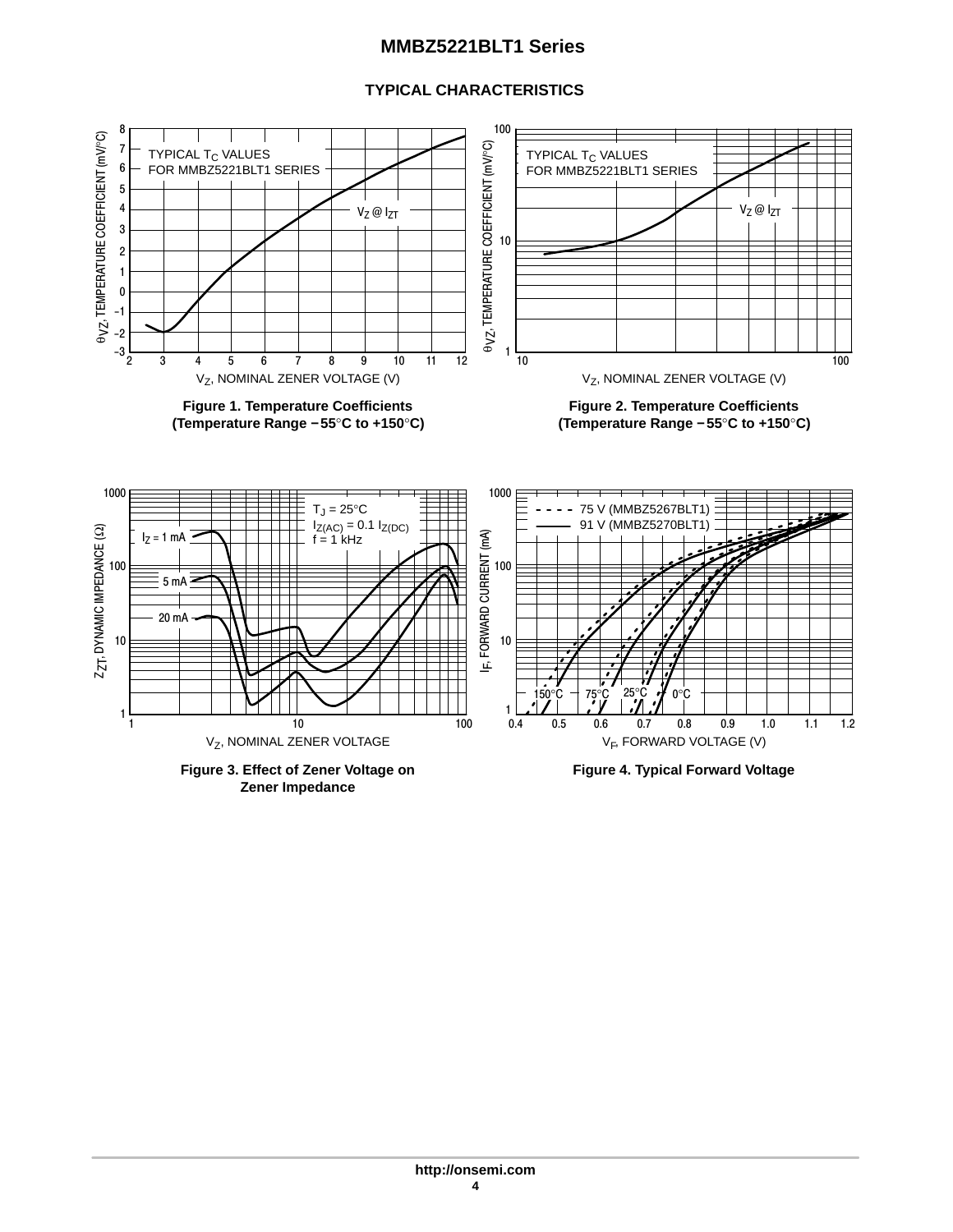## TYPICAL CHARACTERISTICS

TYPICAL $T_C$ VALUES FOR MMBZ5221BLT1 SERIES

$V_Z$ @ $I_{ZT}$

$\theta_{VZ}$, TEMPERATURE COEFFICIENT (mV/°C)

$V_Z$, NOMINAL ZENER VOLTAGE (V)

**Figure 1. Temperature Coefficients (Temperature Range −55°C to +150°C)**

TYPICAL $T_C$ VALUES FOR MMBZ5221BLT1 SERIES

$V_Z$ @ $I_{ZT}$

$\theta_{VZ}$, TEMPERATURE COEFFICIENT (mV/°C)

$V_Z$, NOMINAL ZENER VOLTAGE (V)

**Figure 2. Temperature Coefficients (Temperature Range −55°C to +150°C)**

$T_J$ = 25°C
$I_{Z(AC)}$ = 0.1 $I_{Z(DC)}$
f = 1 kHz

$I_Z$ = 1 mA
5 mA
20 mA

$Z_{ZT}$, DYNAMIC IMPEDANCE (Ω)

$V_Z$, NOMINAL ZENER VOLTAGE

**Figure 3. Effect of Zener Voltage on Zener Impedance**

- - - - 75 V (MMBZ5267BLT1)
——— 91 V (MMBZ5270BLT1)

150°C 75°C 25°C 0°C

$I_F$, FORWARD CURRENT (mA)

$V_F$, FORWARD VOLTAGE (V)

**Figure 4. Typical Forward Voltage**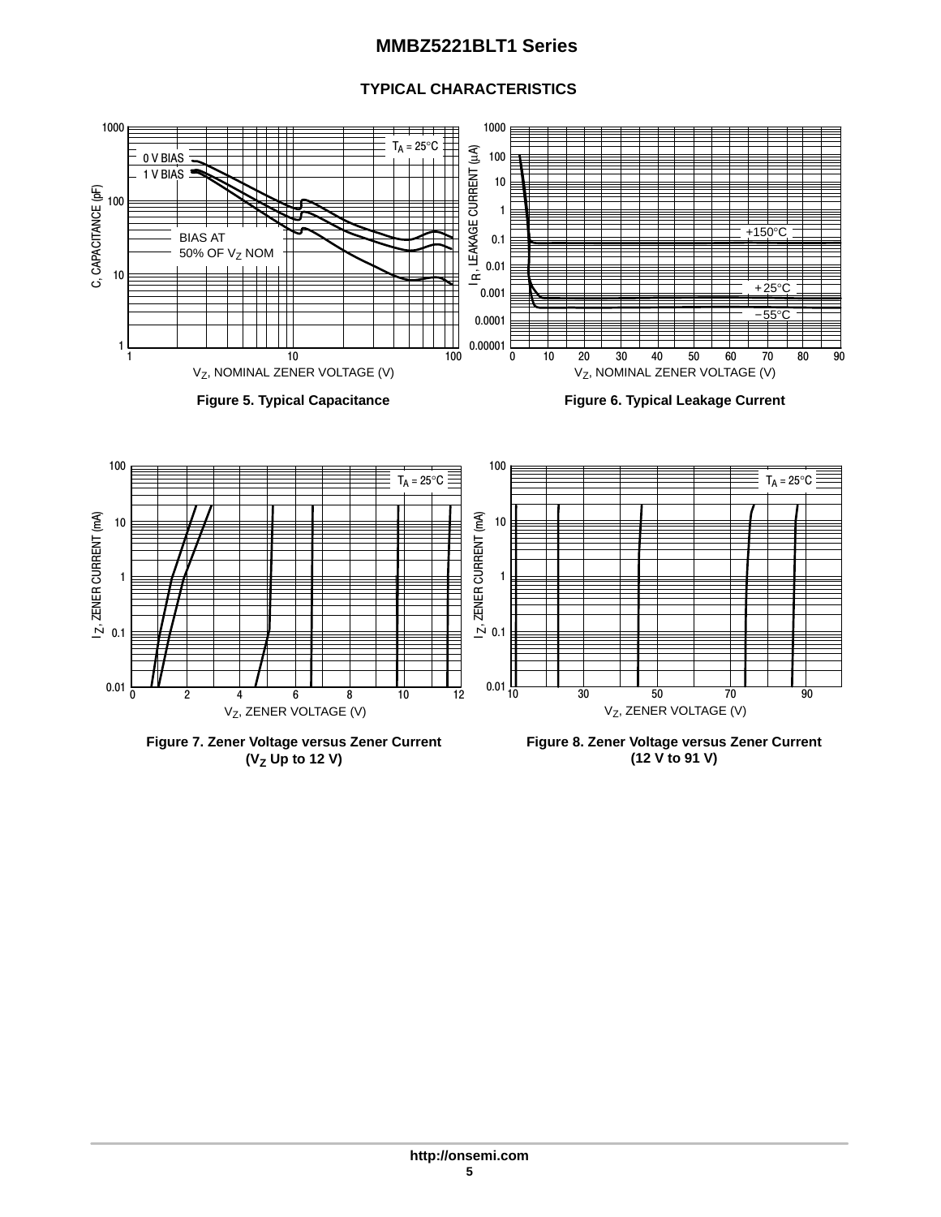## TYPICAL CHARACTERISTICS

Figure 5. Typical Capacitance

Figure 6. Typical Leakage Current

Figure 7. Zener Voltage versus Zener Current ($V_Z$ Up to 12 V)

Figure 8. Zener Voltage versus Zener Current (12 V to 91 V)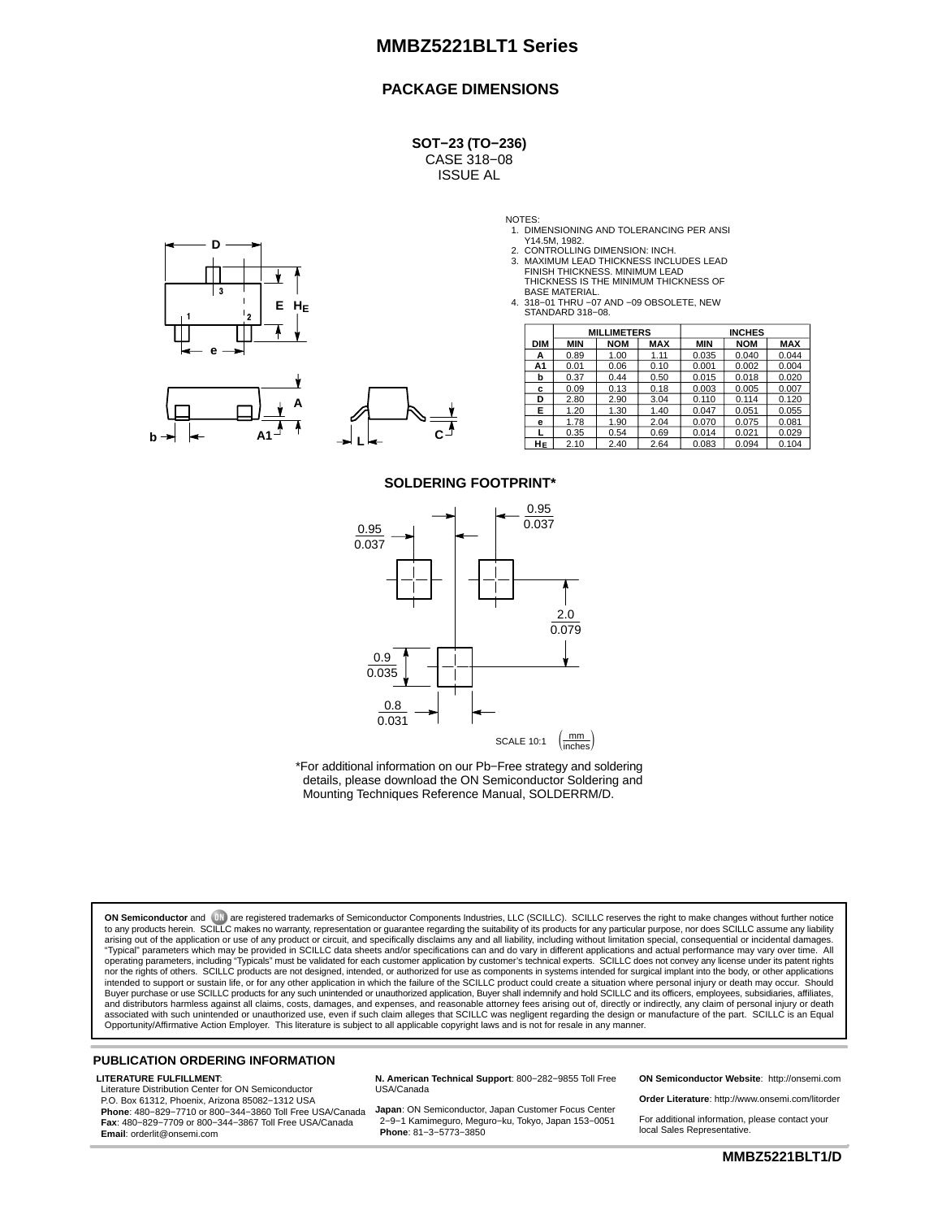## PACKAGE DIMENSIONS

**SOT−23 (TO−236)**
CASE 318−08
ISSUE AL

D
3
E $H_E$
1 2
e
A
b A1 L C

NOTES:
1. DIMENSIONING AND TOLERANCING PER ANSI Y14.5M, 1982.
2. CONTROLLING DIMENSION: INCH.
3. MAXIMUM LEAD THICKNESS INCLUDES LEAD FINISH THICKNESS. MINIMUM LEAD THICKNESS IS THE MINIMUM THICKNESS OF BASE MATERIAL.
4. 318−01 THRU −07 AND −09 OBSOLETE, NEW STANDARD 318−08.

| | MILLIMETERS | | | INCHES | | |
|---|---|---|---|---|---|---|
| DIM | MIN | NOM | MAX | MIN | NOM | MAX |
| A | 0.89 | 1.00 | 1.11 | 0.035 | 0.040 | 0.044 |
| A1 | 0.01 | 0.06 | 0.10 | 0.001 | 0.002 | 0.004 |
| b | 0.37 | 0.44 | 0.50 | 0.015 | 0.018 | 0.020 |
| c | 0.09 | 0.13 | 0.18 | 0.003 | 0.005 | 0.007 |
| D | 2.80 | 2.90 | 3.04 | 0.110 | 0.114 | 0.120 |
| E | 1.20 | 1.30 | 1.40 | 0.047 | 0.051 | 0.055 |
| e | 1.78 | 1.90 | 2.04 | 0.070 | 0.075 | 0.081 |
| L | 0.35 | 0.54 | 0.69 | 0.014 | 0.021 | 0.029 |
| $H_E$ | 2.10 | 2.40 | 2.64 | 0.083 | 0.094 | 0.104 |

## SOLDERING FOOTPRINT*

0.95
0.037

0.95
0.037

2.0
0.079

0.9
0.035

0.8
0.031

SCALE 10:1 (mm / inches)

*For additional information on our Pb−Free strategy and soldering details, please download the ON Semiconductor Soldering and Mounting Techniques Reference Manual, SOLDERRM/D.

**ON Semiconductor** and ON are registered trademarks of Semiconductor Components Industries, LLC (SCILLC). SCILLC reserves the right to make changes without further notice to any products herein. SCILLC makes no warranty, representation or guarantee regarding the suitability of its products for any particular purpose, nor does SCILLC assume any liability arising out of the application or use of any product or circuit, and specifically disclaims any and all liability, including without limitation special, consequential or incidental damages. "Typical" parameters which may be provided in SCILLC data sheets and/or specifications can and do vary in different applications and actual performance may vary over time. All operating parameters, including "Typicals" must be validated for each customer application by customer's technical experts. SCILLC does not convey any license under its patent rights nor the rights of others. SCILLC products are not designed, intended, or authorized for use as components in systems intended for surgical implant into the body, or other applications intended to support or sustain life, or for any other application in which the failure of the SCILLC product could create a situation where personal injury or death may occur. Should Buyer purchase or use SCILLC products for any such unintended or unauthorized application, Buyer shall indemnify and hold SCILLC and its officers, employees, subsidiaries, affiliates, and distributors harmless against all claims, costs, damages, and expenses, and reasonable attorney fees arising out of, directly or indirectly, any claim of personal injury or death associated with such unintended or unauthorized use, even if such claim alleges that SCILLC was negligent regarding the design or manufacture of the part. SCILLC is an Equal Opportunity/Affirmative Action Employer. This literature is subject to all applicable copyright laws and is not for resale in any manner.

### PUBLICATION ORDERING INFORMATION

**LITERATURE FULFILLMENT**:
Literature Distribution Center for ON Semiconductor
P.O. Box 61312, Phoenix, Arizona 85082−1312 USA
**Phone**: 480−829−7710 or 800−344−3860 Toll Free USA/Canada
**Fax**: 480−829−7709 or 800−344−3867 Toll Free USA/Canada
**Email**: orderlit@onsemi.com

**N. American Technical Support**: 800−282−9855 Toll Free USA/Canada

**Japan**: ON Semiconductor, Japan Customer Focus Center
2−9−1 Kamimeguro, Meguro−ku, Tokyo, Japan 153−0051
**Phone**: 81−3−5773−3850

**ON Semiconductor Website**: http://onsemi.com

**Order Literature**: http://www.onsemi.com/litorder

For additional information, please contact your local Sales Representative.

MMBZ5221BLT1/D